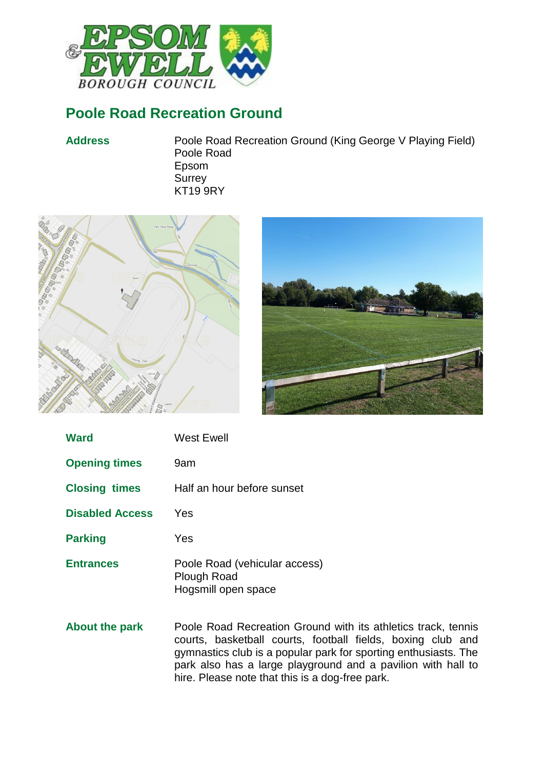# Poole Road Recreation Ground

| | |
|---|---|
| **Address** | Poole Road Recreation Ground (King George V Playing Field)<br>Poole Road<br>Epsom<br>Surrey<br>KT19 9RY |

| | |
|---|---|
| **Ward** | West Ewell |
| **Opening times** | 9am |
| **Closing times** | Half an hour before sunset |
| **Disabled Access** | Yes |
| **Parking** | Yes |
| **Entrances** | Poole Road (vehicular access)<br>Plough Road<br>Hogsmill open space |
| **About the park** | Poole Road Recreation Ground with its athletics track, tennis courts, basketball courts, football fields, boxing club and gymnastics club is a popular park for sporting enthusiasts. The park also has a large playground and a pavilion with hall to hire. Please note that this is a dog-free park. |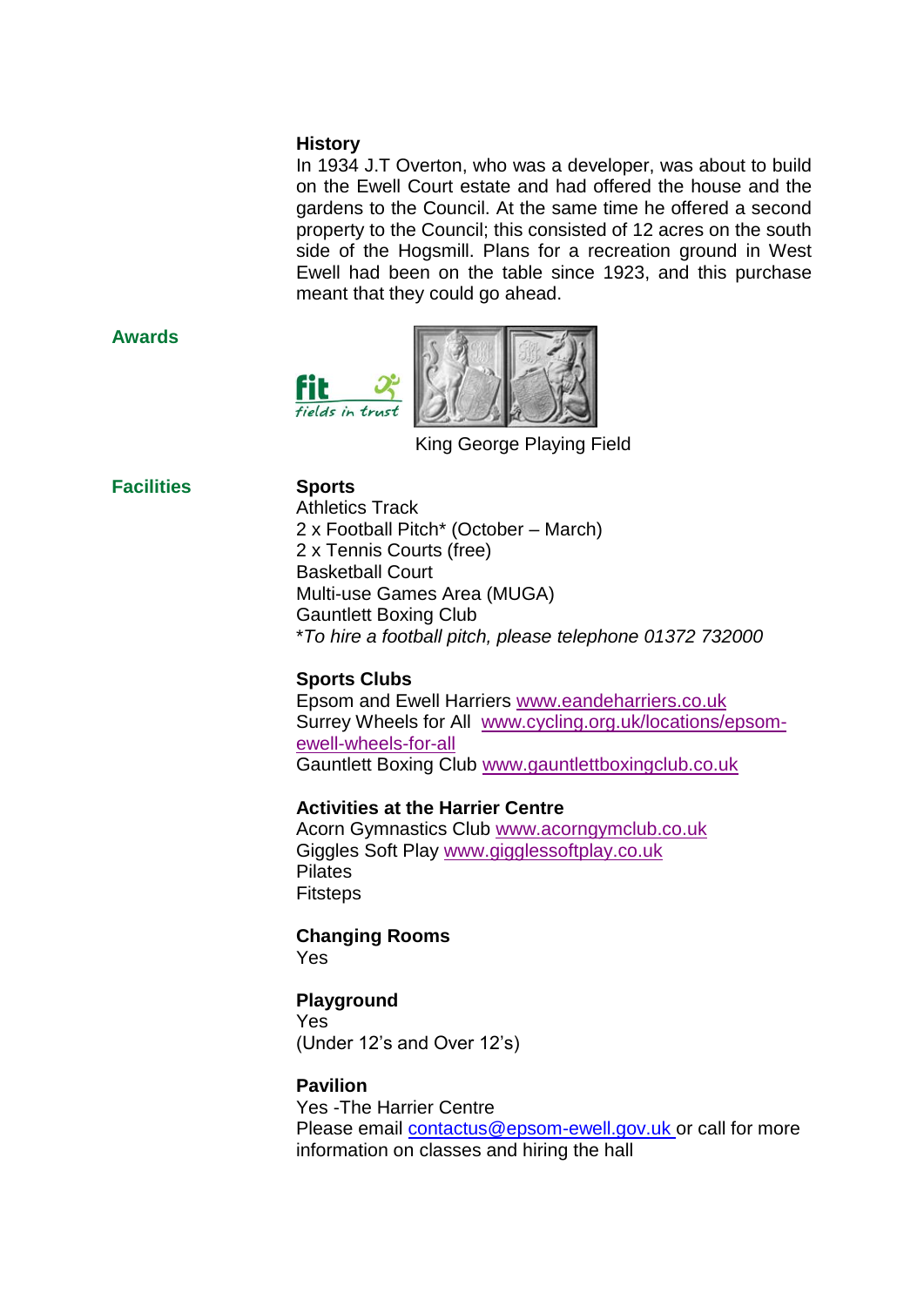**History**

In 1934 J.T Overton, who was a developer, was about to build on the Ewell Court estate and had offered the house and the gardens to the Council. At the same time he offered a second property to the Council; this consisted of 12 acres on the south side of the Hogsmill. Plans for a recreation ground in West Ewell had been on the table since 1923, and this purchase meant that they could go ahead.

**Awards**

fit fields in trust

King George Playing Field

**Facilities**

**Sports**

Athletics Track
2 x Football Pitch* (October – March)
2 x Tennis Courts (free)
Basketball Court
Multi-use Games Area (MUGA)
Gauntlett Boxing Club
**To hire a football pitch, please telephone 01372 732000*

**Sports Clubs**

Epsom and Ewell Harriers www.eandeharriers.co.uk
Surrey Wheels for All www.cycling.org.uk/locations/epsom-ewell-wheels-for-all
Gauntlett Boxing Club www.gauntlettboxingclub.co.uk

**Activities at the Harrier Centre**

Acorn Gymnastics Club www.acorngymclub.co.uk
Giggles Soft Play www.gigglessoftplay.co.uk
Pilates
Fitsteps

**Changing Rooms**

Yes

**Playground**

Yes
(Under 12's and Over 12's)

**Pavilion**

Yes -The Harrier Centre
Please email contactus@epsom-ewell.gov.uk or call for more information on classes and hiring the hall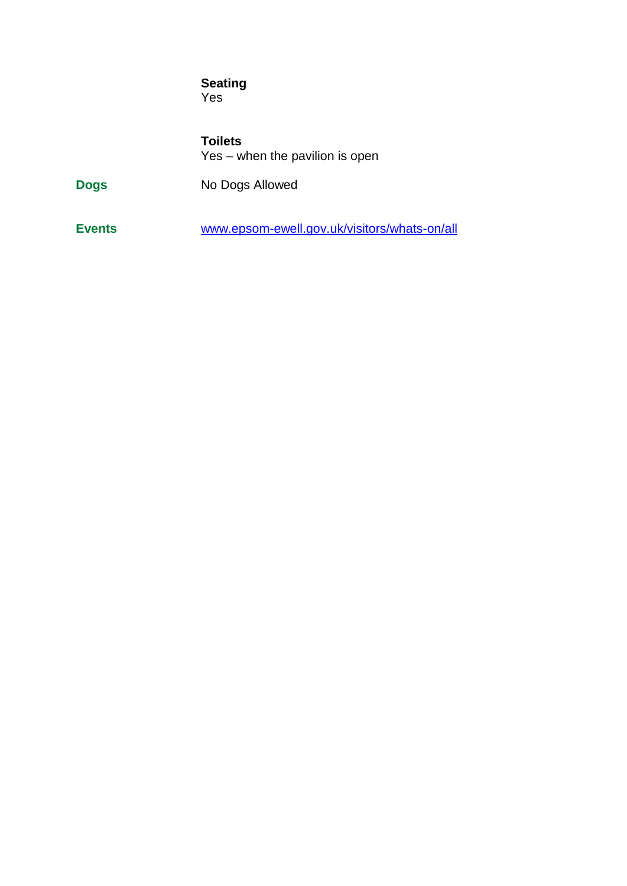**Seating**
Yes

**Toilets**
Yes – when the pavilion is open

**Dogs** No Dogs Allowed

**Events** [www.epsom-ewell.gov.uk/visitors/whats-on/all](http://www.epsom-ewell.gov.uk/visitors/whats-on/all)